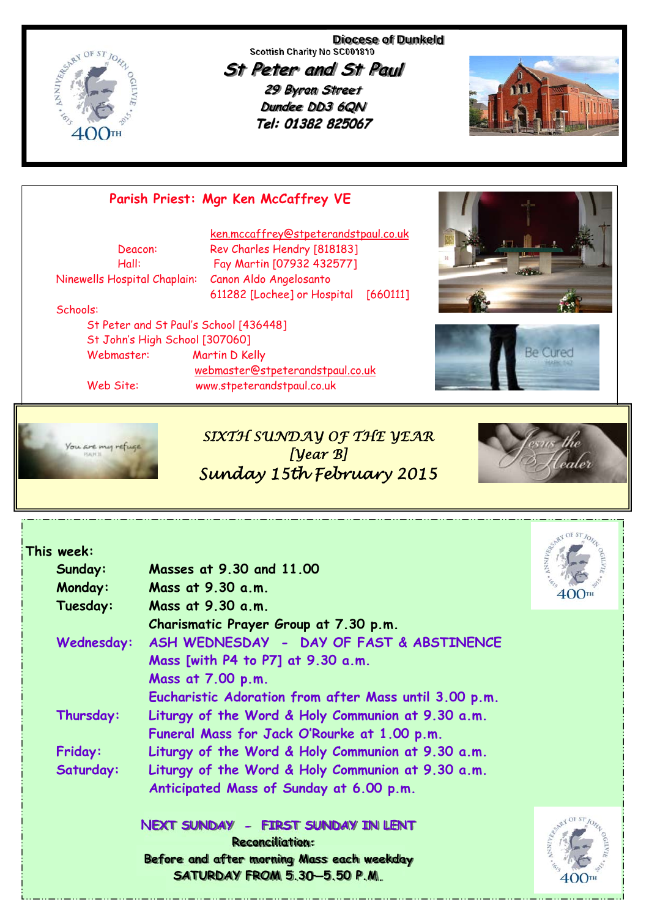**Diocese of Dunkeld**

Scottish Charity No SC001810

# St Peter and St Paul

**29 Byron Street**
**Dundee DD3 6QN**
**Tel: 01382 825067**

## Parish Priest: Mgr Ken McCaffrey VE

ken.mccaffrey@stpeterandstpaul.co.uk

Deacon: Rev Charles Hendry [818183]
Hall: Fay Martin [07932 432577]
Ninewells Hospital Chaplain: Canon Aldo Angelosanto 611282 [Lochee] or Hospital [660111]

Schools:
St Peter and St Paul's School [436448]
St John's High School [307060]
Webmaster: Martin D Kelly
webmaster@stpeterandstpaul.co.uk
Web Site: www.stpeterandstpaul.co.uk

## *SIXTH SUNDAY OF THE YEAR*
## *[Year B]*
## *Sunday 15th February 2015*

**This week:**

**Sunday:** Masses at 9.30 and 11.00
**Monday:** Mass at 9.30 a.m.
**Tuesday:** Mass at 9.30 a.m.
Charismatic Prayer Group at 7.30 p.m.
**Wednesday:** ASH WEDNESDAY - DAY OF FAST & ABSTINENCE
Mass [with P4 to P7] at 9.30 a.m.
Mass at 7.00 p.m.
Eucharistic Adoration from after Mass until 3.00 p.m.
**Thursday:** Liturgy of the Word & Holy Communion at 9.30 a.m.
Funeral Mass for Jack O'Rourke at 1.00 p.m.
**Friday:** Liturgy of the Word & Holy Communion at 9.30 a.m.
**Saturday:** Liturgy of the Word & Holy Communion at 9.30 a.m.
Anticipated Mass of Sunday at 6.00 p.m.

**NEXT SUNDAY - FIRST SUNDAY IN LENT**

**Reconciliation:**
**Before and after morning Mass each weekday**
**SATURDAY FROM 5.30—5.50 P.M.**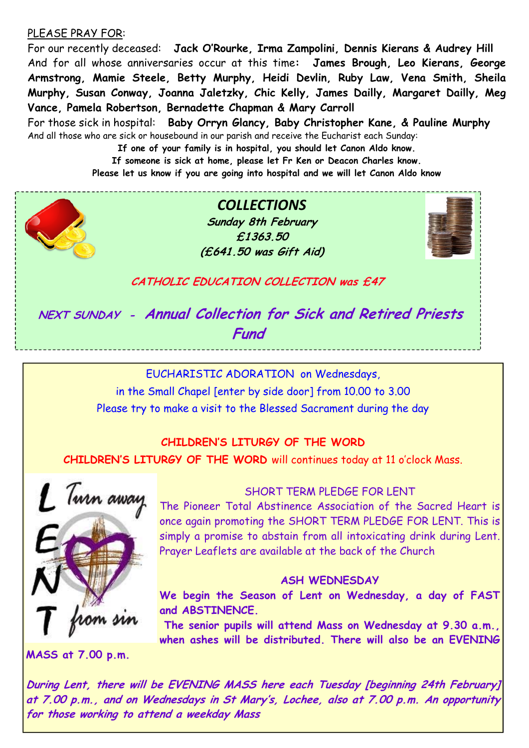PLEASE PRAY FOR:

For our recently deceased: **Jack O'Rourke, Irma Zampolini, Dennis Kierans & Audrey Hill**

And for all whose anniversaries occur at this time: **James Brough, Leo Kierans, George Armstrong, Mamie Steele, Betty Murphy, Heidi Devlin, Ruby Law, Vena Smith, Sheila Murphy, Susan Conway, Joanna Jaletzky, Chic Kelly, James Dailly, Margaret Dailly, Meg Vance, Pamela Robertson, Bernadette Chapman & Mary Carroll**

For those sick in hospital: **Baby Orryn Glancy, Baby Christopher Kane, & Pauline Murphy**

And all those who are sick or housebound in our parish and receive the Eucharist each Sunday:

**If one of your family is in hospital, you should let Canon Aldo know.**
**If someone is sick at home, please let Fr Ken or Deacon Charles know.**
**Please let us know if you are going into hospital and we will let Canon Aldo know**

## *COLLECTIONS*

***Sunday 8th February***
***£1363.50***
***(£641.50 was Gift Aid)***

***CATHOLIC EDUCATION COLLECTION was £47***

***NEXT SUNDAY - Annual Collection for Sick and Retired Priests Fund***

EUCHARISTIC ADORATION on Wednesdays,
in the Small Chapel [enter by side door] from 10.00 to 3.00
Please try to make a visit to the Blessed Sacrament during the day

**CHILDREN'S LITURGY OF THE WORD**

**CHILDREN'S LITURGY OF THE WORD** will continues today at 11 o'clock Mass.

SHORT TERM PLEDGE FOR LENT

The Pioneer Total Abstinence Association of the Sacred Heart is once again promoting the SHORT TERM PLEDGE FOR LENT. This is simply a promise to abstain from all intoxicating drink during Lent. Prayer Leaflets are available at the back of the Church

**ASH WEDNESDAY**

**We begin the Season of Lent on Wednesday, a day of FAST and ABSTINENCE.**

**The senior pupils will attend Mass on Wednesday at 9.30 a.m., when ashes will be distributed. There will also be an EVENING MASS at 7.00 p.m.**

***During Lent, there will be EVENING MASS here each Tuesday [beginning 24th February] at 7.00 p.m., and on Wednesdays in St Mary's, Lochee, also at 7.00 p.m. An opportunity for those working to attend a weekday Mass***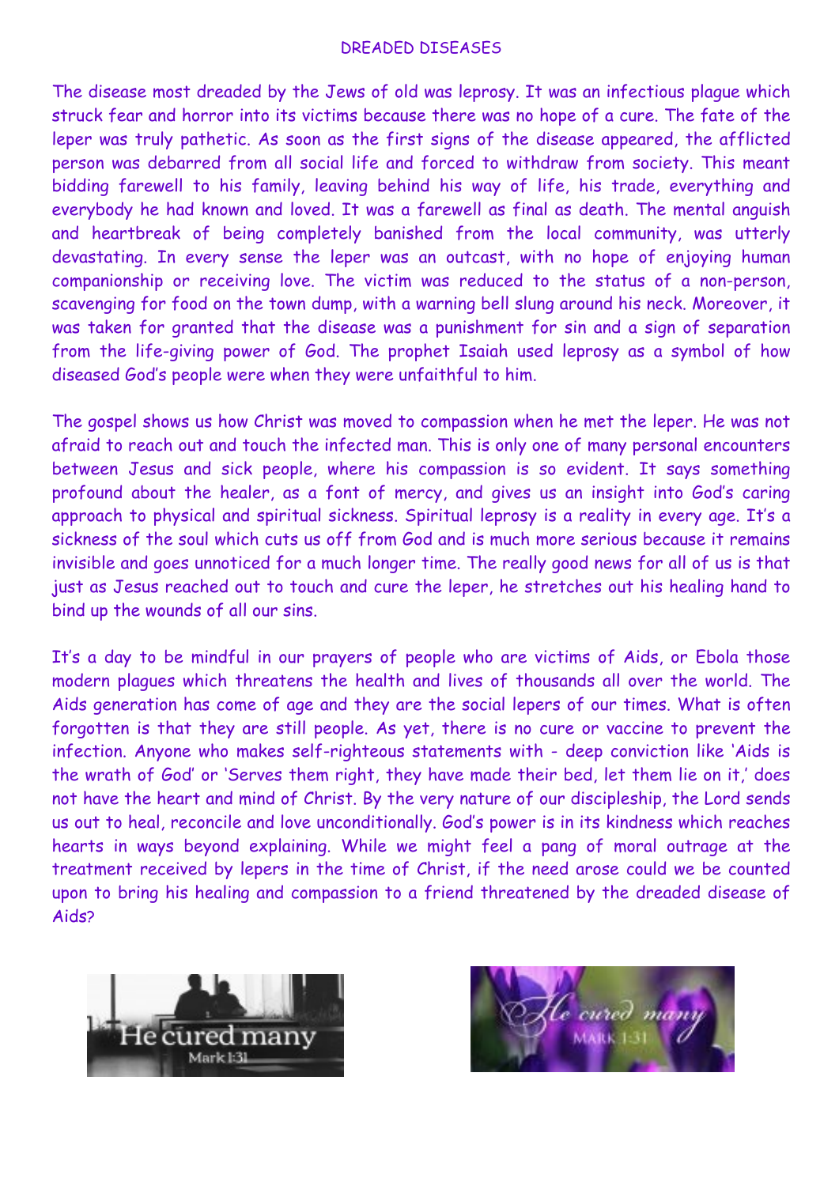# DREADED DISEASES

The disease most dreaded by the Jews of old was leprosy. It was an infectious plague which struck fear and horror into its victims because there was no hope of a cure. The fate of the leper was truly pathetic. As soon as the first signs of the disease appeared, the afflicted person was debarred from all social life and forced to withdraw from society. This meant bidding farewell to his family, leaving behind his way of life, his trade, everything and everybody he had known and loved. It was a farewell as final as death. The mental anguish and heartbreak of being completely banished from the local community, was utterly devastating. In every sense the leper was an outcast, with no hope of enjoying human companionship or receiving love. The victim was reduced to the status of a non-person, scavenging for food on the town dump, with a warning bell slung around his neck. Moreover, it was taken for granted that the disease was a punishment for sin and a sign of separation from the life-giving power of God. The prophet Isaiah used leprosy as a symbol of how diseased God's people were when they were unfaithful to him.

The gospel shows us how Christ was moved to compassion when he met the leper. He was not afraid to reach out and touch the infected man. This is only one of many personal encounters between Jesus and sick people, where his compassion is so evident. It says something profound about the healer, as a font of mercy, and gives us an insight into God's caring approach to physical and spiritual sickness. Spiritual leprosy is a reality in every age. It's a sickness of the soul which cuts us off from God and is much more serious because it remains invisible and goes unnoticed for a much longer time. The really good news for all of us is that just as Jesus reached out to touch and cure the leper, he stretches out his healing hand to bind up the wounds of all our sins.

It's a day to be mindful in our prayers of people who are victims of Aids, or Ebola those modern plagues which threatens the health and lives of thousands all over the world. The Aids generation has come of age and they are the social lepers of our times. What is often forgotten is that they are still people. As yet, there is no cure or vaccine to prevent the infection. Anyone who makes self-righteous statements with - deep conviction like 'Aids is the wrath of God' or 'Serves them right, they have made their bed, let them lie on it,' does not have the heart and mind of Christ. By the very nature of our discipleship, the Lord sends us out to heal, reconcile and love unconditionally. God's power is in its kindness which reaches hearts in ways beyond explaining. While we might feel a pang of moral outrage at the treatment received by lepers in the time of Christ, if the need arose could we be counted upon to bring his healing and compassion to a friend threatened by the dreaded disease of Aids?

He cured many
Mark 1:31

He cured many
MARK 1:31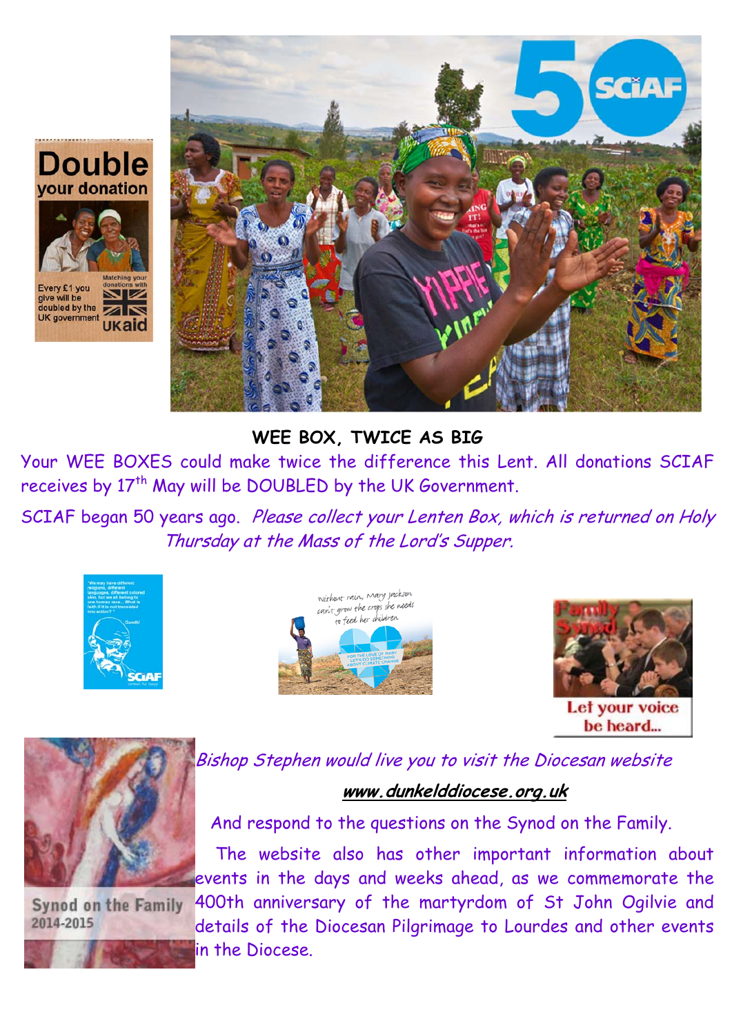**WEE BOX, TWICE AS BIG**

Your WEE BOXES could make twice the difference this Lent. All donations SCIAF receives by 17th May will be DOUBLED by the UK Government.

SCIAF began 50 years ago. *Please collect your Lenten Box, which is returned on Holy Thursday at the Mass of the Lord's Supper.*

*Bishop Stephen would live you to visit the Diocesan website*

***www.dunkelddiocese.org.uk***

And respond to the questions on the Synod on the Family.

The website also has other important information about events in the days and weeks ahead, as we commemorate the 400th anniversary of the martyrdom of St John Ogilvie and details of the Diocesan Pilgrimage to Lourdes and other events in the Diocese.